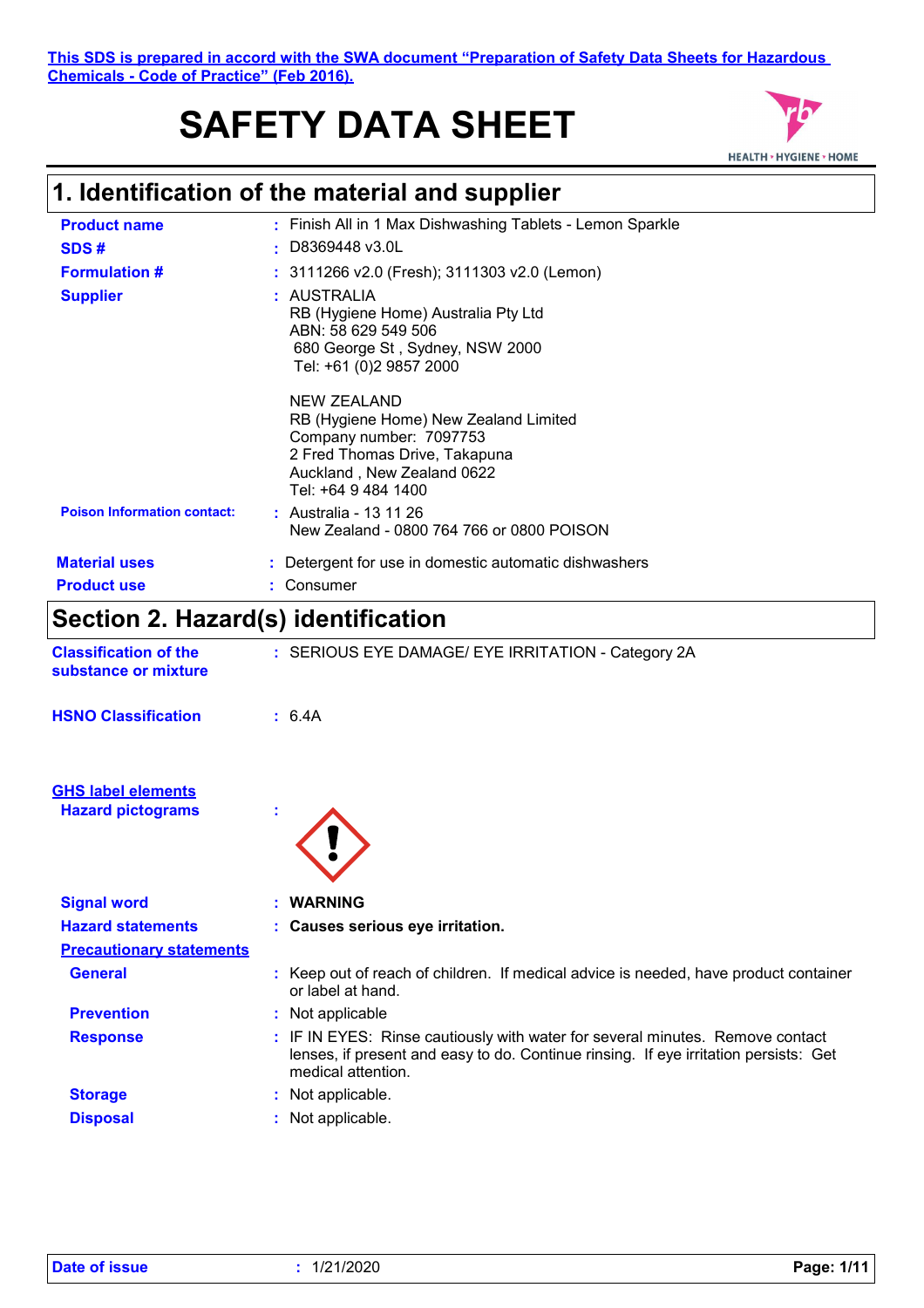This SDS is prepared in accord with the SWA document "Preparation of Safety Data Sheets for Hazardous Chemicals - Code of Practice" (Feb 2016).

# SAFETY DATA SHEET

## 1. Identification of the material and supplier

**Product name** : Finish All in 1 Max Dishwashing Tablets - Lemon Sparkle

**SDS #** : D8369448 v3.0L

**Formulation #** : 3111266 v2.0 (Fresh); 3111303 v2.0 (Lemon)

**Supplier** : AUSTRALIA
RB (Hygiene Home) Australia Pty Ltd
ABN: 58 629 549 506
680 George St , Sydney, NSW 2000
Tel: +61 (0)2 9857 2000

NEW ZEALAND
RB (Hygiene Home) New Zealand Limited
Company number: 7097753
2 Fred Thomas Drive, Takapuna
Auckland , New Zealand 0622
Tel: +64 9 484 1400

**Poison Information contact:** : Australia - 13 11 26
New Zealand - 0800 764 766 or 0800 POISON

**Material uses** : Detergent for use in domestic automatic dishwashers

**Product use** : Consumer

## Section 2. Hazard(s) identification

**Classification of the substance or mixture** : SERIOUS EYE DAMAGE/ EYE IRRITATION - Category 2A

**HSNO Classification** : 6.4A

**GHS label elements**

**Hazard pictograms** :

**Signal word** : **WARNING**

**Hazard statements** : **Causes serious eye irritation.**

**Precautionary statements**

**General** : Keep out of reach of children. If medical advice is needed, have product container or label at hand.

**Prevention** : Not applicable

**Response** : IF IN EYES: Rinse cautiously with water for several minutes. Remove contact lenses, if present and easy to do. Continue rinsing. If eye irritation persists: Get medical attention.

**Storage** : Not applicable.

**Disposal** : Not applicable.

**Date of issue** : 1/21/2020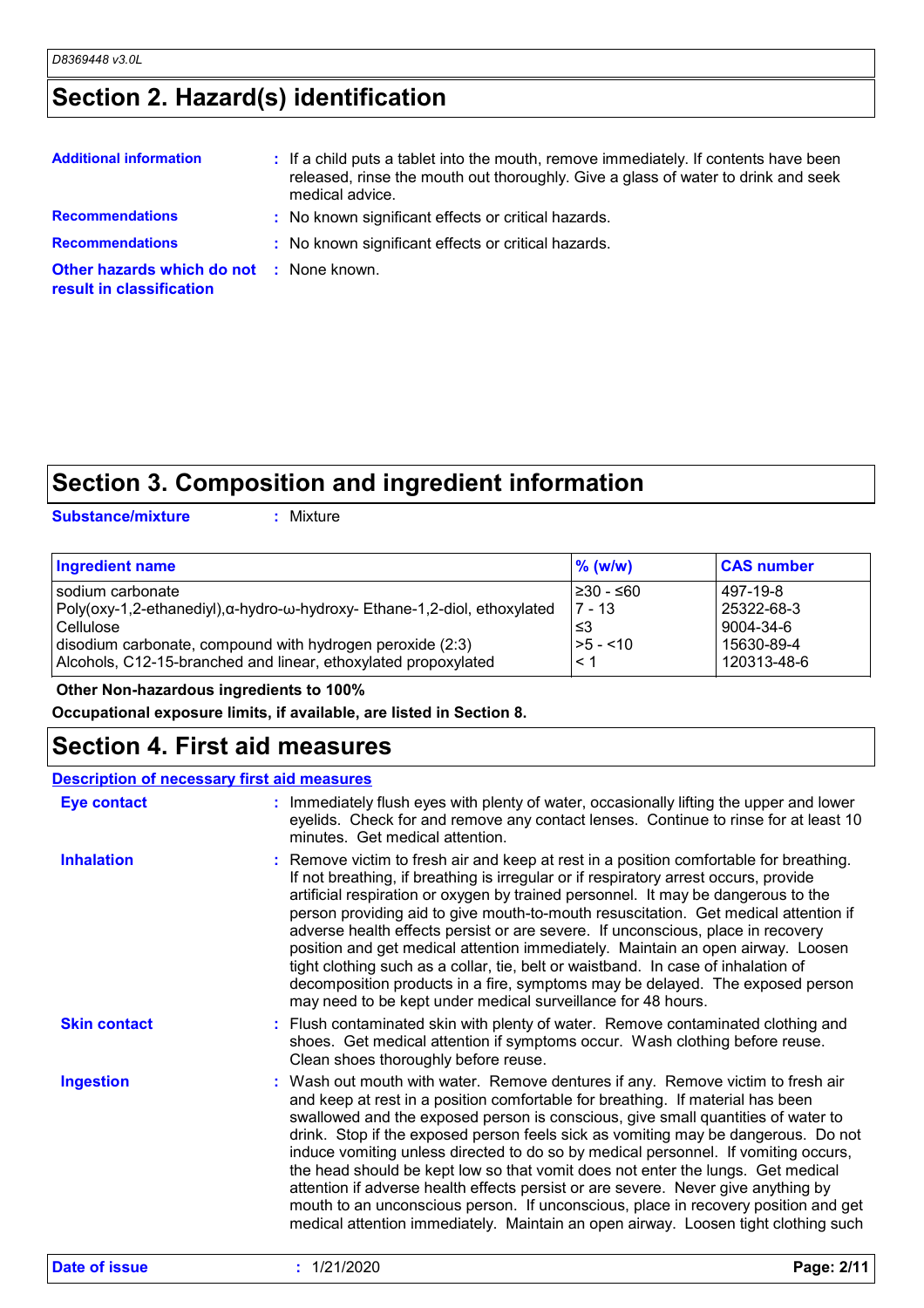## Section 2. Hazard(s) identification

**Additional information** : If a child puts a tablet into the mouth, remove immediately. If contents have been released, rinse the mouth out thoroughly. Give a glass of water to drink and seek medical advice.

**Recommendations** : No known significant effects or critical hazards.

**Recommendations** : No known significant effects or critical hazards.

**Other hazards which do not result in classification** : None known.

## Section 3. Composition and ingredient information

**Substance/mixture** : Mixture

| Ingredient name | % (w/w) | CAS number |
|---|---|---|
| sodium carbonate | ≥30 - ≤60 | 497-19-8 |
| Poly(oxy-1,2-ethanediyl),α-hydro-ω-hydroxy- Ethane-1,2-diol, ethoxylated | 7 - 13 | 25322-68-3 |
| Cellulose | ≤3 | 9004-34-6 |
| disodium carbonate, compound with hydrogen peroxide (2:3) | >5 - <10 | 15630-89-4 |
| Alcohols, C12-15-branched and linear, ethoxylated propoxylated | < 1 | 120313-48-6 |

**Other Non-hazardous ingredients to 100%**

**Occupational exposure limits, if available, are listed in Section 8.**

## Section 4. First aid measures

**Description of necessary first aid measures**

**Eye contact** : Immediately flush eyes with plenty of water, occasionally lifting the upper and lower eyelids. Check for and remove any contact lenses. Continue to rinse for at least 10 minutes. Get medical attention.

**Inhalation** : Remove victim to fresh air and keep at rest in a position comfortable for breathing. If not breathing, if breathing is irregular or if respiratory arrest occurs, provide artificial respiration or oxygen by trained personnel. It may be dangerous to the person providing aid to give mouth-to-mouth resuscitation. Get medical attention if adverse health effects persist or are severe. If unconscious, place in recovery position and get medical attention immediately. Maintain an open airway. Loosen tight clothing such as a collar, tie, belt or waistband. In case of inhalation of decomposition products in a fire, symptoms may be delayed. The exposed person may need to be kept under medical surveillance for 48 hours.

**Skin contact** : Flush contaminated skin with plenty of water. Remove contaminated clothing and shoes. Get medical attention if symptoms occur. Wash clothing before reuse. Clean shoes thoroughly before reuse.

**Ingestion** : Wash out mouth with water. Remove dentures if any. Remove victim to fresh air and keep at rest in a position comfortable for breathing. If material has been swallowed and the exposed person is conscious, give small quantities of water to drink. Stop if the exposed person feels sick as vomiting may be dangerous. Do not induce vomiting unless directed to do so by medical personnel. If vomiting occurs, the head should be kept low so that vomit does not enter the lungs. Get medical attention if adverse health effects persist or are severe. Never give anything by mouth to an unconscious person. If unconscious, place in recovery position and get medical attention immediately. Maintain an open airway. Loosen tight clothing such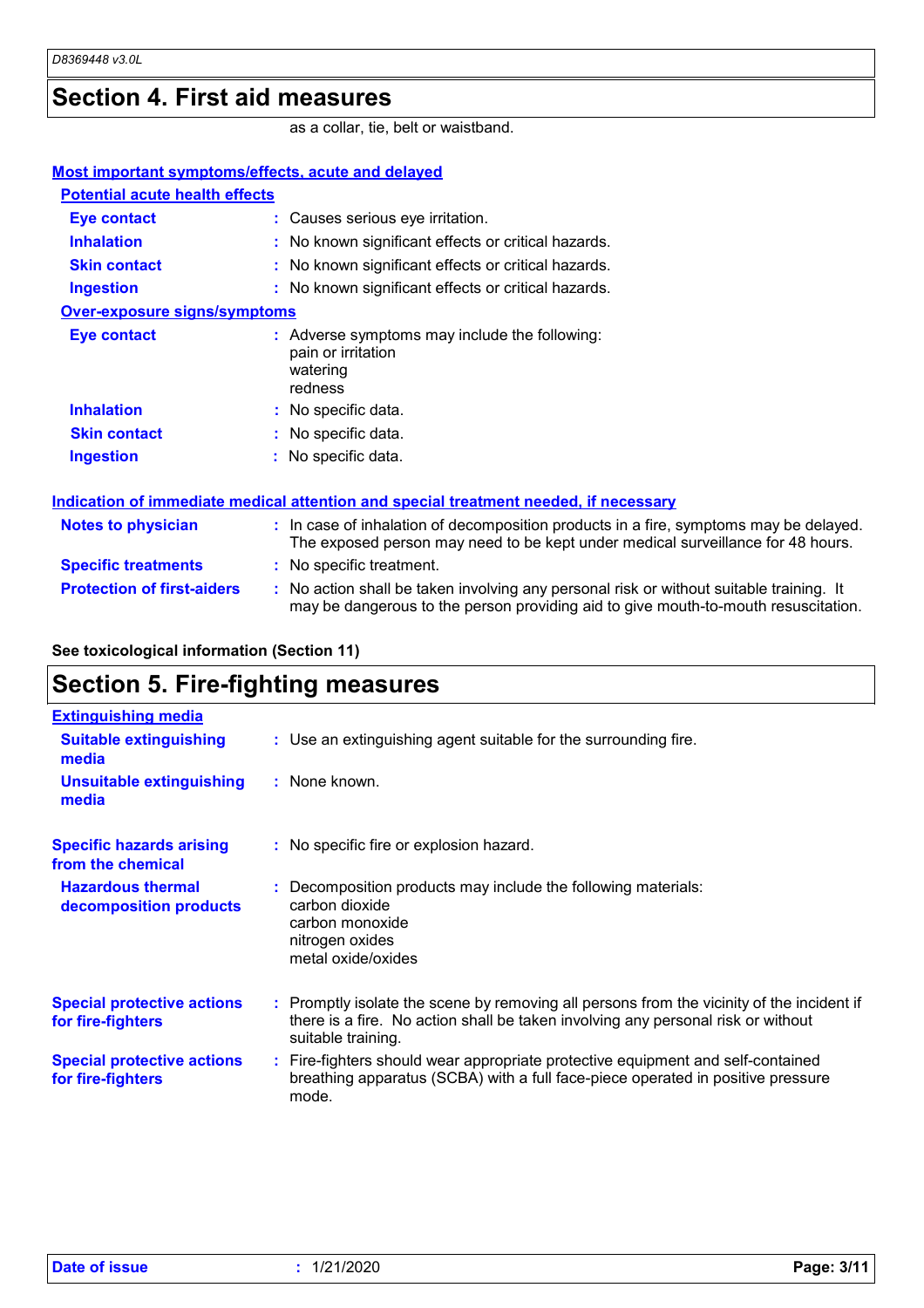## Section 4. First aid measures

as a collar, tie, belt or waistband.

### Most important symptoms/effects, acute and delayed

**Potential acute health effects**

| | |
|---|---|
| **Eye contact** | Causes serious eye irritation. |
| **Inhalation** | No known significant effects or critical hazards. |
| **Skin contact** | No known significant effects or critical hazards. |
| **Ingestion** | No known significant effects or critical hazards. |

**Over-exposure signs/symptoms**

| | |
|---|---|
| **Eye contact** | Adverse symptoms may include the following:<br>pain or irritation<br>watering<br>redness |
| **Inhalation** | No specific data. |
| **Skin contact** | No specific data. |
| **Ingestion** | No specific data. |

### Indication of immediate medical attention and special treatment needed, if necessary

| | |
|---|---|
| **Notes to physician** | In case of inhalation of decomposition products in a fire, symptoms may be delayed. The exposed person may need to be kept under medical surveillance for 48 hours. |
| **Specific treatments** | No specific treatment. |
| **Protection of first-aiders** | No action shall be taken involving any personal risk or without suitable training. It may be dangerous to the person providing aid to give mouth-to-mouth resuscitation. |

**See toxicological information (Section 11)**

## Section 5. Fire-fighting measures

### Extinguishing media

| | |
|---|---|
| **Suitable extinguishing media** | Use an extinguishing agent suitable for the surrounding fire. |
| **Unsuitable extinguishing media** | None known. |

| | |
|---|---|
| **Specific hazards arising from the chemical** | No specific fire or explosion hazard. |
| **Hazardous thermal decomposition products** | Decomposition products may include the following materials:<br>carbon dioxide<br>carbon monoxide<br>nitrogen oxides<br>metal oxide/oxides |
| **Special protective actions for fire-fighters** | Promptly isolate the scene by removing all persons from the vicinity of the incident if there is a fire. No action shall be taken involving any personal risk or without suitable training. |
| **Special protective actions for fire-fighters** | Fire-fighters should wear appropriate protective equipment and self-contained breathing apparatus (SCBA) with a full face-piece operated in positive pressure mode. |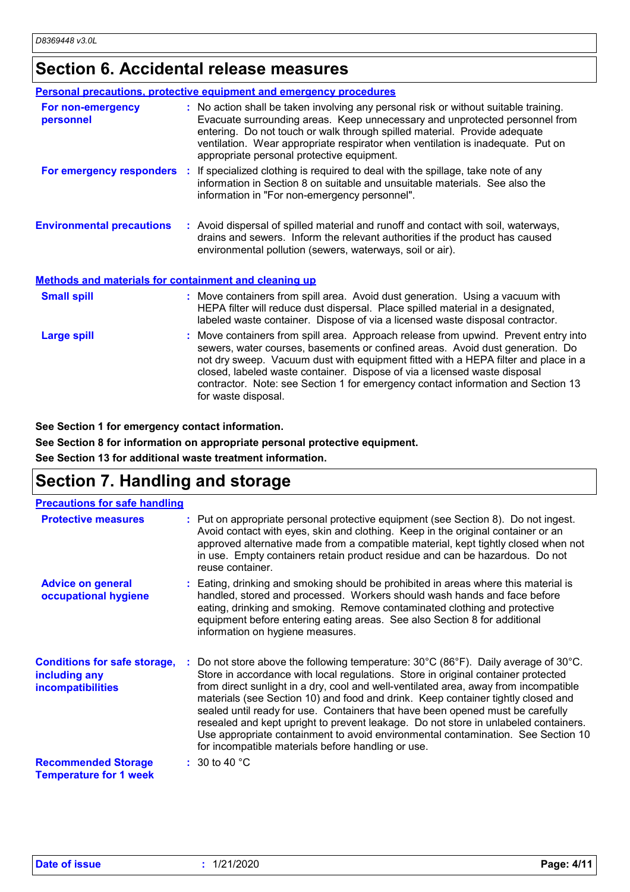## Section 6. Accidental release measures

### Personal precautions, protective equipment and emergency procedures

**For non-emergency personnel** : No action shall be taken involving any personal risk or without suitable training. Evacuate surrounding areas. Keep unnecessary and unprotected personnel from entering. Do not touch or walk through spilled material. Provide adequate ventilation. Wear appropriate respirator when ventilation is inadequate. Put on appropriate personal protective equipment.

**For emergency responders** : If specialized clothing is required to deal with the spillage, take note of any information in Section 8 on suitable and unsuitable materials. See also the information in "For non-emergency personnel".

**Environmental precautions** : Avoid dispersal of spilled material and runoff and contact with soil, waterways, drains and sewers. Inform the relevant authorities if the product has caused environmental pollution (sewers, waterways, soil or air).

### Methods and materials for containment and cleaning up

**Small spill** : Move containers from spill area. Avoid dust generation. Using a vacuum with HEPA filter will reduce dust dispersal. Place spilled material in a designated, labeled waste container. Dispose of via a licensed waste disposal contractor.

**Large spill** : Move containers from spill area. Approach release from upwind. Prevent entry into sewers, water courses, basements or confined areas. Avoid dust generation. Do not dry sweep. Vacuum dust with equipment fitted with a HEPA filter and place in a closed, labeled waste container. Dispose of via a licensed waste disposal contractor. Note: see Section 1 for emergency contact information and Section 13 for waste disposal.

**See Section 1 for emergency contact information.**

**See Section 8 for information on appropriate personal protective equipment.**

**See Section 13 for additional waste treatment information.**

## Section 7. Handling and storage

### Precautions for safe handling

**Protective measures** : Put on appropriate personal protective equipment (see Section 8). Do not ingest. Avoid contact with eyes, skin and clothing. Keep in the original container or an approved alternative made from a compatible material, kept tightly closed when not in use. Empty containers retain product residue and can be hazardous. Do not reuse container.

**Advice on general occupational hygiene** : Eating, drinking and smoking should be prohibited in areas where this material is handled, stored and processed. Workers should wash hands and face before eating, drinking and smoking. Remove contaminated clothing and protective equipment before entering eating areas. See also Section 8 for additional information on hygiene measures.

**Conditions for safe storage, including any incompatibilities** : Do not store above the following temperature: 30°C (86°F). Daily average of 30°C. Store in accordance with local regulations. Store in original container protected from direct sunlight in a dry, cool and well-ventilated area, away from incompatible materials (see Section 10) and food and drink. Keep container tightly closed and sealed until ready for use. Containers that have been opened must be carefully resealed and kept upright to prevent leakage. Do not store in unlabeled containers. Use appropriate containment to avoid environmental contamination. See Section 10 for incompatible materials before handling or use.

**Recommended Storage Temperature for 1 week** : 30 to 40 °C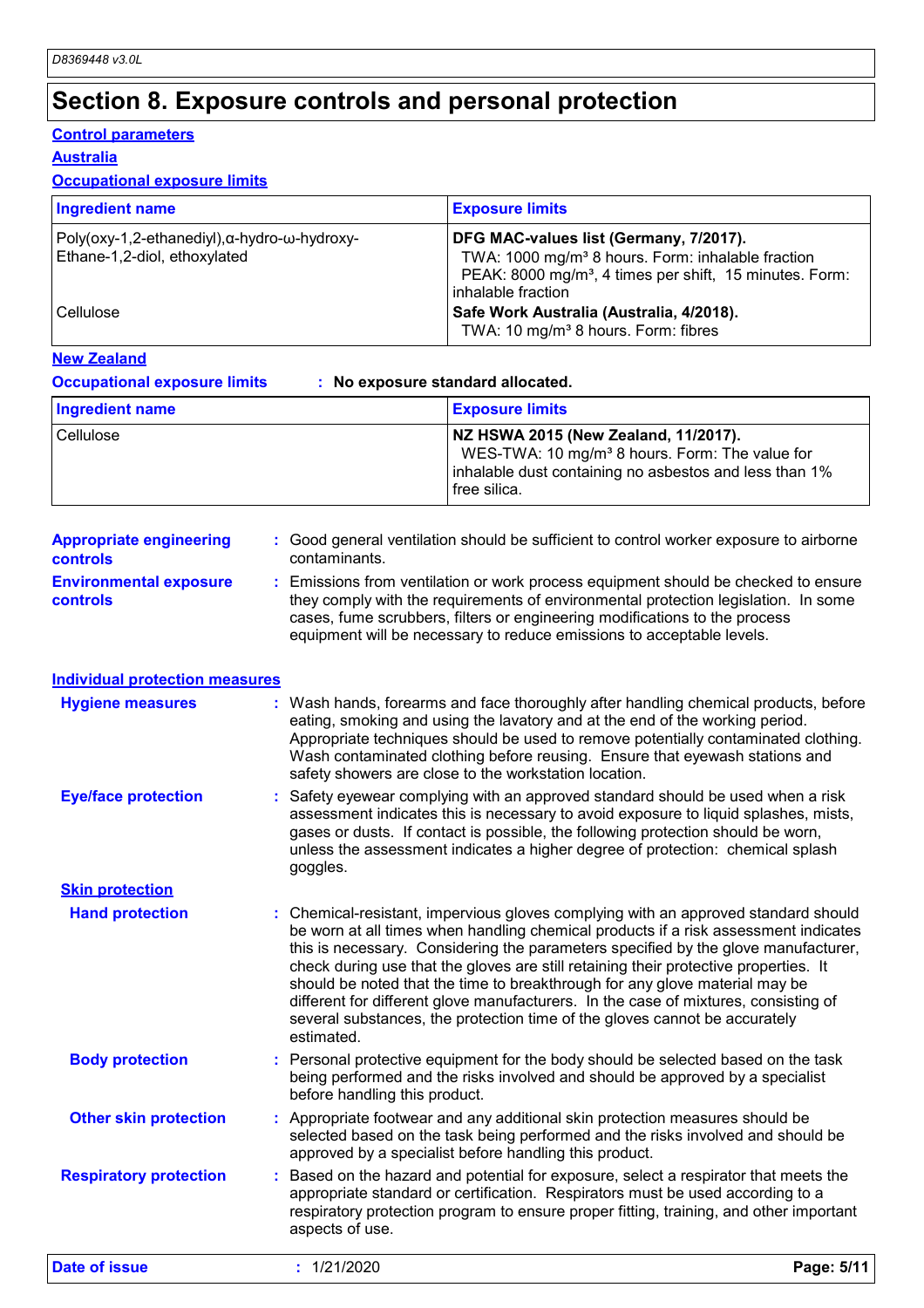## Section 8. Exposure controls and personal protection

**Control parameters**

**Australia**

**Occupational exposure limits**

| Ingredient name | Exposure limits |
|---|---|
| Poly(oxy-1,2-ethanediyl),α-hydro-ω-hydroxy-Ethane-1,2-diol, ethoxylated | **DFG MAC-values list (Germany, 7/2017).** TWA: 1000 mg/m³ 8 hours. Form: inhalable fraction PEAK: 8000 mg/m³, 4 times per shift, 15 minutes. Form: inhalable fraction |
| Cellulose | **Safe Work Australia (Australia, 4/2018).** TWA: 10 mg/m³ 8 hours. Form: fibres |

**New Zealand**

**Occupational exposure limits** : **No exposure standard allocated.**

| Ingredient name | Exposure limits |
|---|---|
| Cellulose | **NZ HSWA 2015 (New Zealand, 11/2017).** WES-TWA: 10 mg/m³ 8 hours. Form: The value for inhalable dust containing no asbestos and less than 1% free silica. |

**Appropriate engineering controls** : Good general ventilation should be sufficient to control worker exposure to airborne contaminants.

**Environmental exposure controls** : Emissions from ventilation or work process equipment should be checked to ensure they comply with the requirements of environmental protection legislation. In some cases, fume scrubbers, filters or engineering modifications to the process equipment will be necessary to reduce emissions to acceptable levels.

**Individual protection measures**

**Hygiene measures** : Wash hands, forearms and face thoroughly after handling chemical products, before eating, smoking and using the lavatory and at the end of the working period. Appropriate techniques should be used to remove potentially contaminated clothing. Wash contaminated clothing before reusing. Ensure that eyewash stations and safety showers are close to the workstation location.

**Eye/face protection** : Safety eyewear complying with an approved standard should be used when a risk assessment indicates this is necessary to avoid exposure to liquid splashes, mists, gases or dusts. If contact is possible, the following protection should be worn, unless the assessment indicates a higher degree of protection: chemical splash goggles.

**Skin protection**

**Hand protection** : Chemical-resistant, impervious gloves complying with an approved standard should be worn at all times when handling chemical products if a risk assessment indicates this is necessary. Considering the parameters specified by the glove manufacturer, check during use that the gloves are still retaining their protective properties. It should be noted that the time to breakthrough for any glove material may be different for different glove manufacturers. In the case of mixtures, consisting of several substances, the protection time of the gloves cannot be accurately estimated.

**Body protection** : Personal protective equipment for the body should be selected based on the task being performed and the risks involved and should be approved by a specialist before handling this product.

**Other skin protection** : Appropriate footwear and any additional skin protection measures should be selected based on the task being performed and the risks involved and should be approved by a specialist before handling this product.

**Respiratory protection** : Based on the hazard and potential for exposure, select a respirator that meets the appropriate standard or certification. Respirators must be used according to a respiratory protection program to ensure proper fitting, training, and other important aspects of use.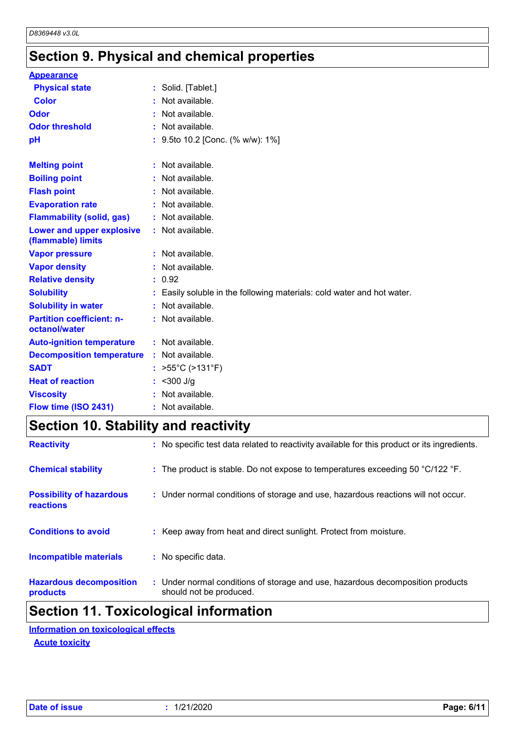## Section 9. Physical and chemical properties

**Appearance**

| | | |
|---|---|---|
| **Physical state** | : | Solid. [Tablet.] |
| **Color** | : | Not available. |
| **Odor** | : | Not available. |
| **Odor threshold** | : | Not available. |
| **pH** | : | 9.5to 10.2 [Conc. (% w/w): 1%] |
| **Melting point** | : | Not available. |
| **Boiling point** | : | Not available. |
| **Flash point** | : | Not available. |
| **Evaporation rate** | : | Not available. |
| **Flammability (solid, gas)** | : | Not available. |
| **Lower and upper explosive (flammable) limits** | : | Not available. |
| **Vapor pressure** | : | Not available. |
| **Vapor density** | : | Not available. |
| **Relative density** | : | 0.92 |
| **Solubility** | : | Easily soluble in the following materials: cold water and hot water. |
| **Solubility in water** | : | Not available. |
| **Partition coefficient: n-octanol/water** | : | Not available. |
| **Auto-ignition temperature** | : | Not available. |
| **Decomposition temperature** | : | Not available. |
| **SADT** | : | >55°C (>131°F) |
| **Heat of reaction** | : | <300 J/g |
| **Viscosity** | : | Not available. |
| **Flow time (ISO 2431)** | : | Not available. |

## Section 10. Stability and reactivity

| | | |
|---|---|---|
| **Reactivity** | : | No specific test data related to reactivity available for this product or its ingredients. |
| **Chemical stability** | : | The product is stable. Do not expose to temperatures exceeding 50 °C/122 °F. |
| **Possibility of hazardous reactions** | : | Under normal conditions of storage and use, hazardous reactions will not occur. |
| **Conditions to avoid** | : | Keep away from heat and direct sunlight. Protect from moisture. |
| **Incompatible materials** | : | No specific data. |
| **Hazardous decomposition products** | : | Under normal conditions of storage and use, hazardous decomposition products should not be produced. |

## Section 11. Toxicological information

**Information on toxicological effects**

**Acute toxicity**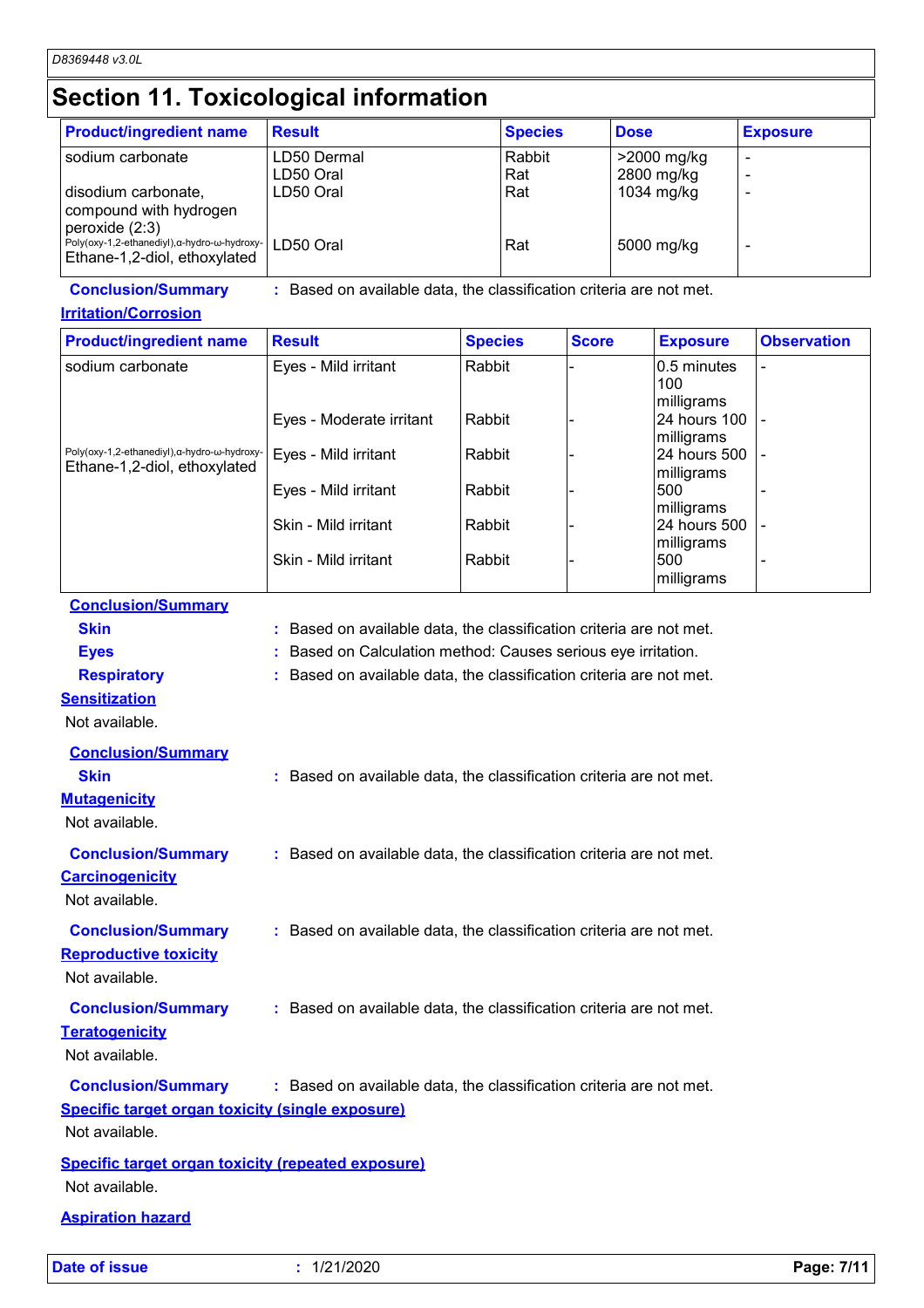# Section 11. Toxicological information

| Product/ingredient name | Result | Species | Dose | Exposure |
|---|---|---|---|---|
| sodium carbonate | LD50 Dermal | Rabbit | >2000 mg/kg | - |
| | LD50 Oral | Rat | 2800 mg/kg | - |
| disodium carbonate, compound with hydrogen peroxide (2:3) | LD50 Oral | Rat | 1034 mg/kg | - |
| Poly(oxy-1,2-ethanediyl),α-hydro-ω-hydroxy-Ethane-1,2-diol, ethoxylated | LD50 Oral | Rat | 5000 mg/kg | - |

**Conclusion/Summary** : Based on available data, the classification criteria are not met.

**Irritation/Corrosion**

| Product/ingredient name | Result | Species | Score | Exposure | Observation |
|---|---|---|---|---|---|
| sodium carbonate | Eyes - Mild irritant | Rabbit | - | 0.5 minutes 100 milligrams | - |
| | Eyes - Moderate irritant | Rabbit | - | 24 hours 100 milligrams | - |
| Poly(oxy-1,2-ethanediyl),α-hydro-ω-hydroxy-Ethane-1,2-diol, ethoxylated | Eyes - Mild irritant | Rabbit | - | 24 hours 500 milligrams | - |
| | Eyes - Mild irritant | Rabbit | - | 500 milligrams | - |
| | Skin - Mild irritant | Rabbit | - | 24 hours 500 milligrams | - |
| | Skin - Mild irritant | Rabbit | - | 500 milligrams | - |

**Conclusion/Summary**

**Skin** : Based on available data, the classification criteria are not met.

**Eyes** : Based on Calculation method: Causes serious eye irritation.

**Respiratory** : Based on available data, the classification criteria are not met.

**Sensitization**

Not available.

**Conclusion/Summary**

**Skin** : Based on available data, the classification criteria are not met.

**Mutagenicity**

Not available.

**Conclusion/Summary** : Based on available data, the classification criteria are not met.

**Carcinogenicity**

Not available.

**Conclusion/Summary** : Based on available data, the classification criteria are not met.

**Reproductive toxicity**

Not available.

**Conclusion/Summary** : Based on available data, the classification criteria are not met.

**Teratogenicity**

Not available.

**Conclusion/Summary** : Based on available data, the classification criteria are not met.

**Specific target organ toxicity (single exposure)**

Not available.

**Specific target organ toxicity (repeated exposure)**

Not available.

**Aspiration hazard**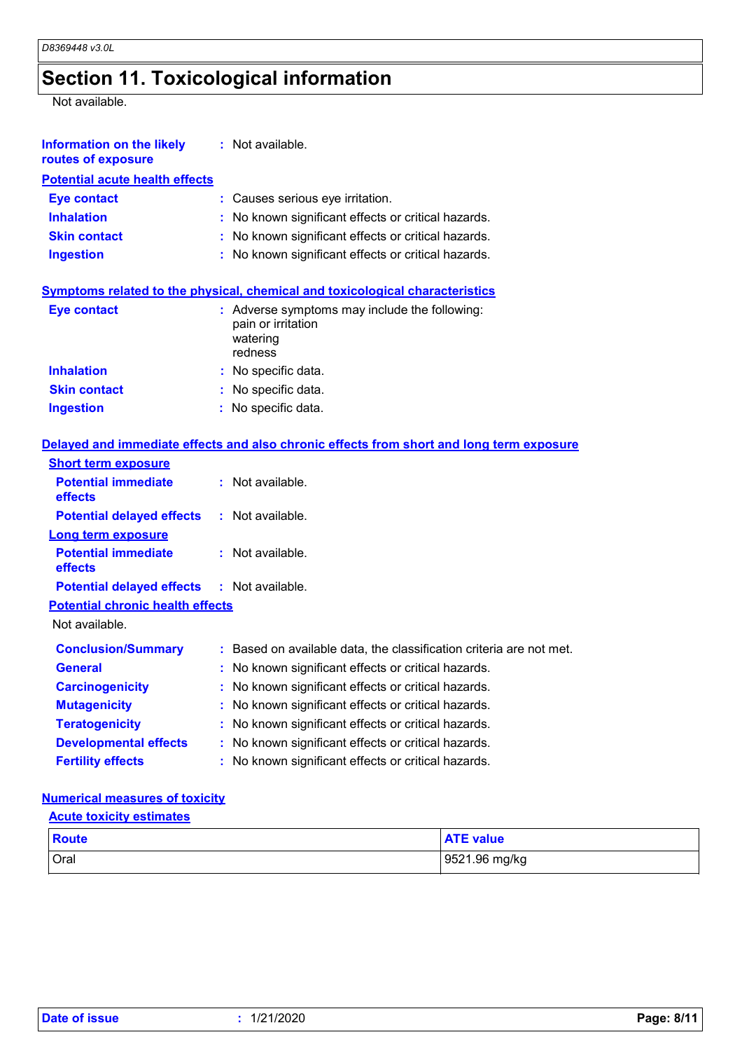# Section 11. Toxicological information

Not available.

**Information on the likely routes of exposure** : Not available.

**Potential acute health effects**

**Eye contact** : Causes serious eye irritation.

**Inhalation** : No known significant effects or critical hazards.

**Skin contact** : No known significant effects or critical hazards.

**Ingestion** : No known significant effects or critical hazards.

**Symptoms related to the physical, chemical and toxicological characteristics**

**Eye contact** : Adverse symptoms may include the following:
pain or irritation
watering
redness

**Inhalation** : No specific data.

**Skin contact** : No specific data.

**Ingestion** : No specific data.

**Delayed and immediate effects and also chronic effects from short and long term exposure**

**Short term exposure**

**Potential immediate effects** : Not available.

**Potential delayed effects** : Not available.

**Long term exposure**

**Potential immediate effects** : Not available.

**Potential delayed effects** : Not available.

**Potential chronic health effects**

Not available.

**Conclusion/Summary** : Based on available data, the classification criteria are not met.

**General** : No known significant effects or critical hazards.

**Carcinogenicity** : No known significant effects or critical hazards.

**Mutagenicity** : No known significant effects or critical hazards.

**Teratogenicity** : No known significant effects or critical hazards.

**Developmental effects** : No known significant effects or critical hazards.

**Fertility effects** : No known significant effects or critical hazards.

**Numerical measures of toxicity**

**Acute toxicity estimates**

| Route | ATE value |
|---|---|
| Oral | 9521.96 mg/kg |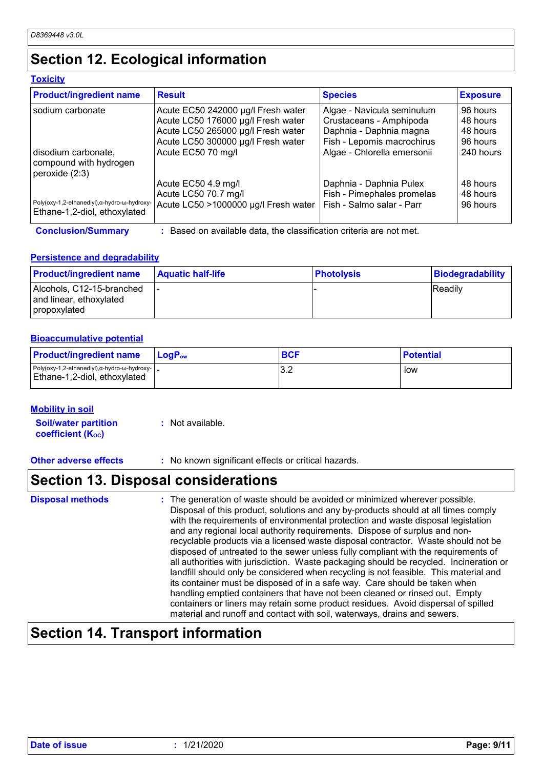## Section 12. Ecological information

### Toxicity

| Product/ingredient name | Result | Species | Exposure |
|---|---|---|---|
| sodium carbonate | Acute EC50 242000 µg/l Fresh water | Algae - Navicula seminulum | 96 hours |
| | Acute LC50 176000 µg/l Fresh water | Crustaceans - Amphipoda | 48 hours |
| | Acute LC50 265000 µg/l Fresh water | Daphnia - Daphnia magna | 48 hours |
| | Acute LC50 300000 µg/l Fresh water | Fish - Lepomis macrochirus | 96 hours |
| disodium carbonate, compound with hydrogen peroxide (2:3) | Acute EC50 70 mg/l | Algae - Chlorella emersonii | 240 hours |
| | Acute EC50 4.9 mg/l | Daphnia - Daphnia Pulex | 48 hours |
| | Acute LC50 70.7 mg/l | Fish - Pimephales promelas | 48 hours |
| Poly(oxy-1,2-ethanediyl),α-hydro-ω-hydroxy- Ethane-1,2-diol, ethoxylated | Acute LC50 >1000000 µg/l Fresh water | Fish - Salmo salar - Parr | 96 hours |

**Conclusion/Summary** : Based on available data, the classification criteria are not met.

### Persistence and degradability

| Product/ingredient name | Aquatic half-life | Photolysis | Biodegradability |
|---|---|---|---|
| Alcohols, C12-15-branched and linear, ethoxylated propoxylated | - | - | Readily |

### Bioaccumulative potential

| Product/ingredient name | $LogP_{ow}$ | BCF | Potential |
|---|---|---|---|
| Poly(oxy-1,2-ethanediyl),α-hydro-ω-hydroxy- Ethane-1,2-diol, ethoxylated | - | 3.2 | low |

### Mobility in soil

**Soil/water partition coefficient ($K_{OC}$)** : Not available.

**Other adverse effects** : No known significant effects or critical hazards.

## Section 13. Disposal considerations

**Disposal methods** : The generation of waste should be avoided or minimized wherever possible. Disposal of this product, solutions and any by-products should at all times comply with the requirements of environmental protection and waste disposal legislation and any regional local authority requirements. Dispose of surplus and non-recyclable products via a licensed waste disposal contractor. Waste should not be disposed of untreated to the sewer unless fully compliant with the requirements of all authorities with jurisdiction. Waste packaging should be recycled. Incineration or landfill should only be considered when recycling is not feasible. This material and its container must be disposed of in a safe way. Care should be taken when handling emptied containers that have not been cleaned or rinsed out. Empty containers or liners may retain some product residues. Avoid dispersal of spilled material and runoff and contact with soil, waterways, drains and sewers.

## Section 14. Transport information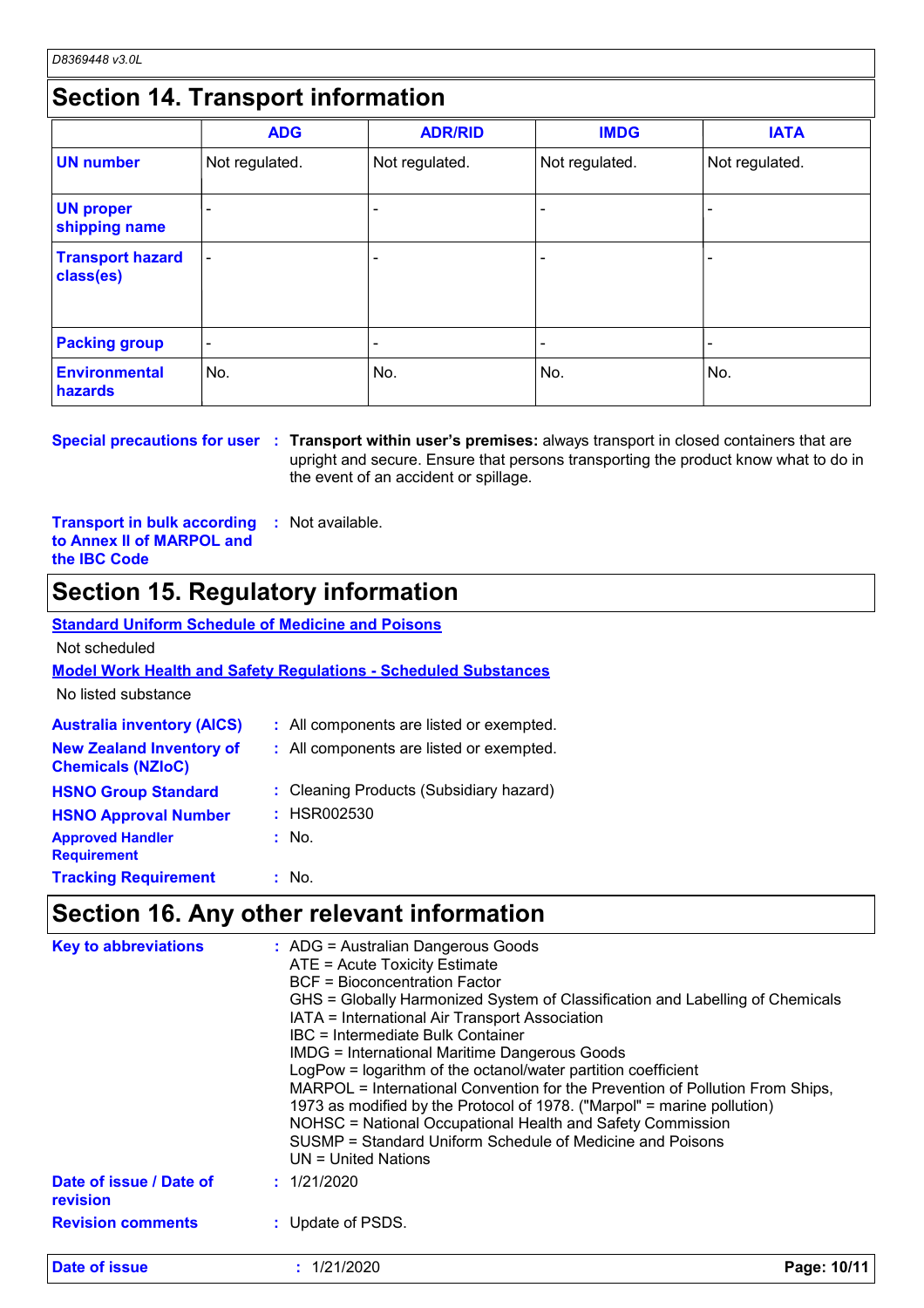## Section 14. Transport information

| | ADG | ADR/RID | IMDG | IATA |
|---|---|---|---|---|
| **UN number** | Not regulated. | Not regulated. | Not regulated. | Not regulated. |
| **UN proper shipping name** | - | - | - | - |
| **Transport hazard class(es)** | - | - | - | - |
| **Packing group** | - | - | - | - |
| **Environmental hazards** | No. | No. | No. | No. |

**Special precautions for user** : **Transport within user's premises:** always transport in closed containers that are upright and secure. Ensure that persons transporting the product know what to do in the event of an accident or spillage.

**Transport in bulk according to Annex II of MARPOL and the IBC Code** : Not available.

## Section 15. Regulatory information

**Standard Uniform Schedule of Medicine and Poisons**

Not scheduled

**Model Work Health and Safety Regulations - Scheduled Substances**

No listed substance

**Australia inventory (AICS)** : All components are listed or exempted.

**New Zealand Inventory of Chemicals (NZIoC)** : All components are listed or exempted.

**HSNO Group Standard** : Cleaning Products (Subsidiary hazard)

**HSNO Approval Number** : HSR002530

**Approved Handler Requirement** : No.

**Tracking Requirement** : No.

## Section 16. Any other relevant information

**Key to abbreviations** :

ADG = Australian Dangerous Goods
ATE = Acute Toxicity Estimate
BCF = Bioconcentration Factor
GHS = Globally Harmonized System of Classification and Labelling of Chemicals
IATA = International Air Transport Association
IBC = Intermediate Bulk Container
IMDG = International Maritime Dangerous Goods
LogPow = logarithm of the octanol/water partition coefficient
MARPOL = International Convention for the Prevention of Pollution From Ships, 1973 as modified by the Protocol of 1978. ("Marpol" = marine pollution)
NOHSC = National Occupational Health and Safety Commission
SUSMP = Standard Uniform Schedule of Medicine and Poisons
UN = United Nations

**Date of issue / Date of revision** : 1/21/2020

**Revision comments** : Update of PSDS.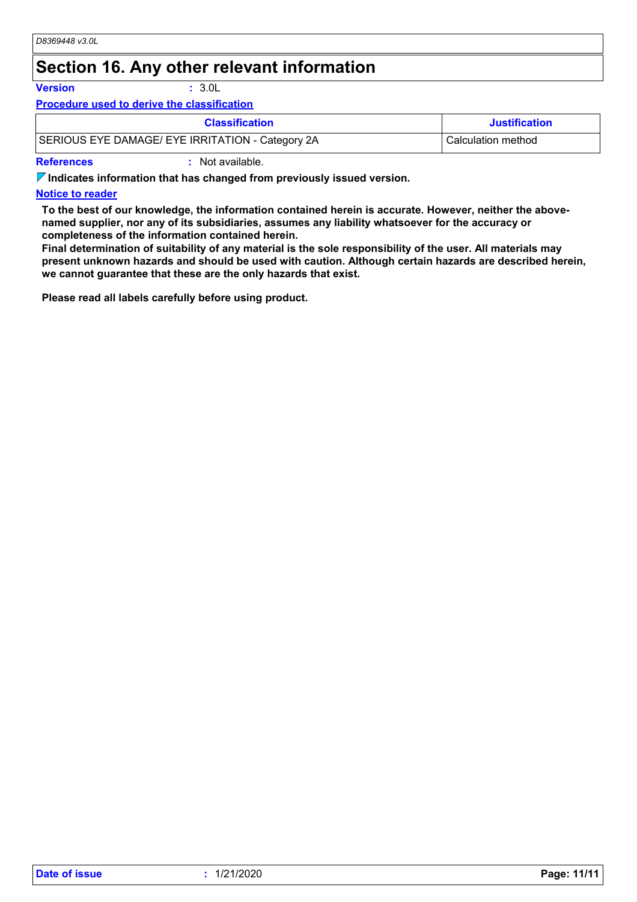## Section 16. Any other relevant information

**Version** : 3.0L

**Procedure used to derive the classification**

| Classification | Justification |
|---|---|
| SERIOUS EYE DAMAGE/ EYE IRRITATION - Category 2A | Calculation method |

**References** : Not available.

**Indicates information that has changed from previously issued version.**

**Notice to reader**

**To the best of our knowledge, the information contained herein is accurate. However, neither the above-named supplier, nor any of its subsidiaries, assumes any liability whatsoever for the accuracy or completeness of the information contained herein.**
**Final determination of suitability of any material is the sole responsibility of the user. All materials may present unknown hazards and should be used with caution. Although certain hazards are described herein, we cannot guarantee that these are the only hazards that exist.**

**Please read all labels carefully before using product.**

**Date of issue** : 1/21/2020